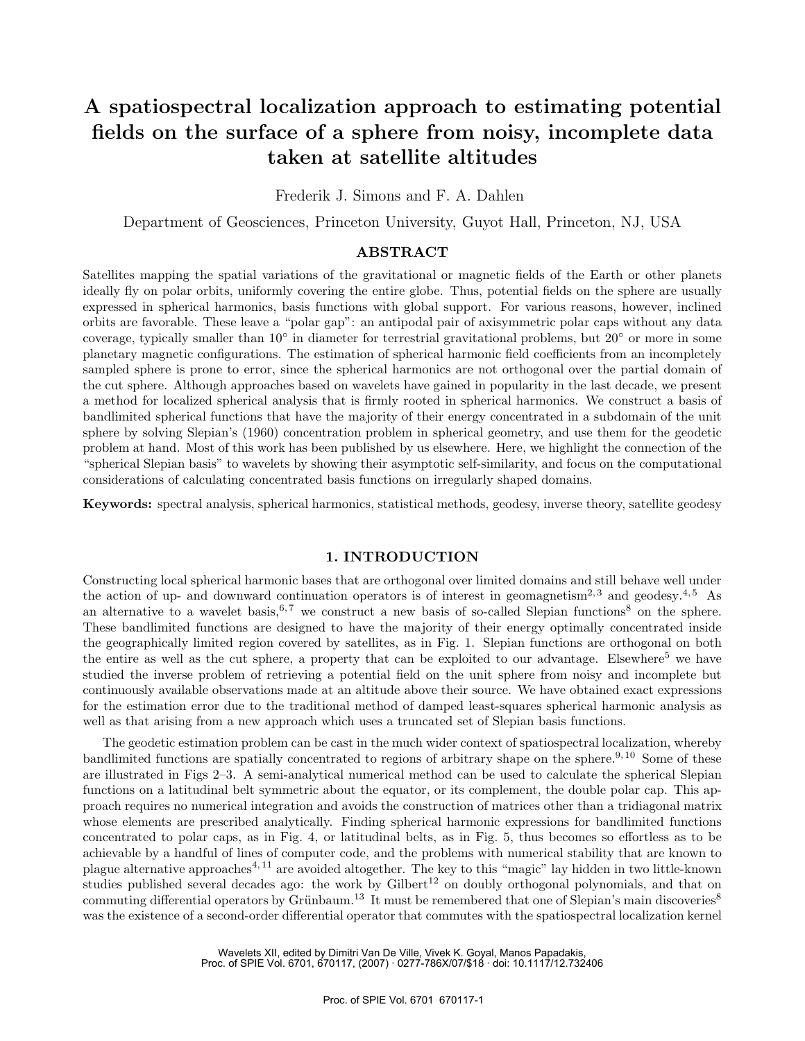# A spatiospectral localization approach to estimating potential fields on the surface of a sphere from noisy, incomplete data taken at satellite altitudes

Frederik J. Simons and F. A. Dahlen

Department of Geosciences, Princeton University, Guyot Hall, Princeton, NJ, USA

## ABSTRACT

Satellites mapping the spatial variations of the gravitational or magnetic fields of the Earth or other planets ideally fly on polar orbits, uniformly covering the entire globe. Thus, potential fields on the sphere are usually expressed in spherical harmonics, basis functions with global support. For various reasons, however, inclined orbits are favorable. These leave a "polar gap": an antipodal pair of axisymmetric polar caps without any data coverage, typically smaller than $10^\circ$ in diameter for terrestrial gravitational problems, but $20^\circ$ or more in some planetary magnetic configurations. The estimation of spherical harmonic field coefficients from an incompletely sampled sphere is prone to error, since the spherical harmonics are not orthogonal over the partial domain of the cut sphere. Although approaches based on wavelets have gained in popularity in the last decade, we present a method for localized spherical analysis that is firmly rooted in spherical harmonics. We construct a basis of bandlimited spherical functions that have the majority of their energy concentrated in a subdomain of the unit sphere by solving Slepian's (1960) concentration problem in spherical geometry, and use them for the geodetic problem at hand. Most of this work has been published by us elsewhere. Here, we highlight the connection of the "spherical Slepian basis" to wavelets by showing their asymptotic self-similarity, and focus on the computational considerations of calculating concentrated basis functions on irregularly shaped domains.

**Keywords:** spectral analysis, spherical harmonics, statistical methods, geodesy, inverse theory, satellite geodesy

## 1. INTRODUCTION

Constructing local spherical harmonic bases that are orthogonal over limited domains and still behave well under the action of up- and downward continuation operators is of interest in geomagnetism[2,3] and geodesy.[4,5] As an alternative to a wavelet basis,[6,7] we construct a new basis of so-called Slepian functions[8] on the sphere. These bandlimited functions are designed to have the majority of their energy optimally concentrated inside the geographically limited region covered by satellites, as in Fig. 1. Slepian functions are orthogonal on both the entire as well as the cut sphere, a property that can be exploited to our advantage. Elsewhere[5] we have studied the inverse problem of retrieving a potential field on the unit sphere from noisy and incomplete but continuously available observations made at an altitude above their source. We have obtained exact expressions for the estimation error due to the traditional method of damped least-squares spherical harmonic analysis as well as that arising from a new approach which uses a truncated set of Slepian basis functions.

The geodetic estimation problem can be cast in the much wider context of spatiospectral localization, whereby bandlimited functions are spatially concentrated to regions of arbitrary shape on the sphere.[9,10] Some of these are illustrated in Figs 2–3. A semi-analytical numerical method can be used to calculate the spherical Slepian functions on a latitudinal belt symmetric about the equator, or its complement, the double polar cap. This approach requires no numerical integration and avoids the construction of matrices other than a tridiagonal matrix whose elements are prescribed analytically. Finding spherical harmonic expressions for bandlimited functions concentrated to polar caps, as in Fig. 4, or latitudinal belts, as in Fig. 5, thus becomes so effortless as to be achievable by a handful of lines of computer code, and the problems with numerical stability that are known to plague alternative approaches[4,11] are avoided altogether. The key to this "magic" lay hidden in two little-known studies published several decades ago: the work by Gilbert[12] on doubly orthogonal polynomials, and that on commuting differential operators by Grünbaum.[13] It must be remembered that one of Slepian's main discoveries[8] was the existence of a second-order differential operator that commutes with the spatiospectral localization kernel

Wavelets XII, edited by Dimitri Van De Ville, Vivek K. Goyal, Manos Papadakis,
Proc. of SPIE Vol. 6701, 670117, (2007) · 0277-786X/07/$18 · doi: 10.1117/12.732406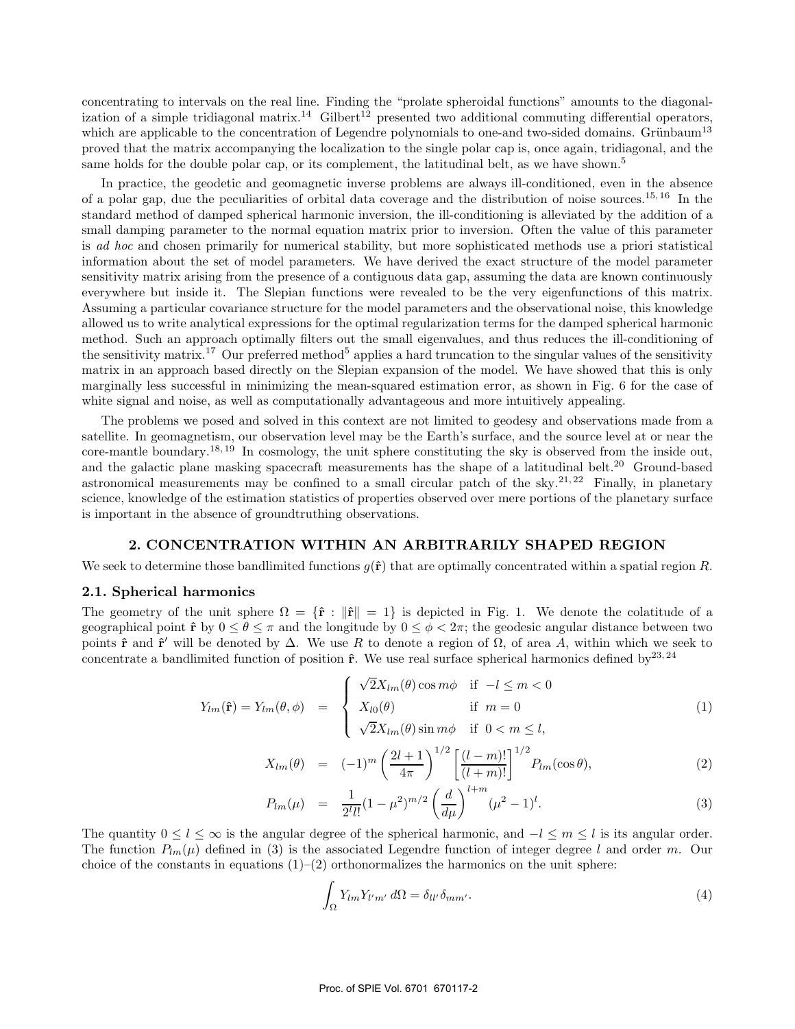concentrating to intervals on the real line. Finding the "prolate spheroidal functions" amounts to the diagonalization of a simple tridiagonal matrix.[14] Gilbert[12] presented two additional commuting differential operators, which are applicable to the concentration of Legendre polynomials to one-and two-sided domains. Grünbaum[13] proved that the matrix accompanying the localization to the single polar cap is, once again, tridiagonal, and the same holds for the double polar cap, or its complement, the latitudinal belt, as we have shown.[5]

In practice, the geodetic and geomagnetic inverse problems are always ill-conditioned, even in the absence of a polar gap, due the peculiarities of orbital data coverage and the distribution of noise sources.[15,16] In the standard method of damped spherical harmonic inversion, the ill-conditioning is alleviated by the addition of a small damping parameter to the normal equation matrix prior to inversion. Often the value of this parameter is *ad hoc* and chosen primarily for numerical stability, but more sophisticated methods use a priori statistical information about the set of model parameters. We have derived the exact structure of the model parameter sensitivity matrix arising from the presence of a contiguous data gap, assuming the data are known continuously everywhere but inside it. The Slepian functions were revealed to be the very eigenfunctions of this matrix. Assuming a particular covariance structure for the model parameters and the observational noise, this knowledge allowed us to write analytical expressions for the optimal regularization terms for the damped spherical harmonic method. Such an approach optimally filters out the small eigenvalues, and thus reduces the ill-conditioning of the sensitivity matrix.[17] Our preferred method[5] applies a hard truncation to the singular values of the sensitivity matrix in an approach based directly on the Slepian expansion of the model. We have showed that this is only marginally less successful in minimizing the mean-squared estimation error, as shown in Fig. 6 for the case of white signal and noise, as well as computationally advantageous and more intuitively appealing.

The problems we posed and solved in this context are not limited to geodesy and observations made from a satellite. In geomagnetism, our observation level may be the Earth's surface, and the source level at or near the core-mantle boundary.[18,19] In cosmology, the unit sphere constituting the sky is observed from the inside out, and the galactic plane masking spacecraft measurements has the shape of a latitudinal belt.[20] Ground-based astronomical measurements may be confined to a small circular patch of the sky.[21,22] Finally, in planetary science, knowledge of the estimation statistics of properties observed over mere portions of the planetary surface is important in the absence of groundtruthing observations.

## 2. CONCENTRATION WITHIN AN ARBITRARILY SHAPED REGION

We seek to determine those bandlimited functions $g(\hat{\mathbf{r}})$ that are optimally concentrated within a spatial region $R$.

### 2.1. Spherical harmonics

The geometry of the unit sphere $\Omega = \{\hat{\mathbf{r}} : \|\hat{\mathbf{r}}\| = 1\}$ is depicted in Fig. 1. We denote the colatitude of a geographical point $\hat{\mathbf{r}}$ by $0 \le \theta \le \pi$ and the longitude by $0 \le \phi < 2\pi$; the geodesic angular distance between two points $\hat{\mathbf{r}}$ and $\hat{\mathbf{r}}'$ will be denoted by $\Delta$. We use $R$ to denote a region of $\Omega$, of area $A$, within which we seek to concentrate a bandlimited function of position $\hat{\mathbf{r}}$. We use real surface spherical harmonics defined by[23,24]

$$
Y_{lm}(\hat{\mathbf{r}}) = Y_{lm}(\theta,\phi) = \begin{cases} \sqrt{2}X_{lm}(\theta)\cos m\phi & \text{if } -l \le m < 0 \\ X_{l0}(\theta) & \text{if } m = 0 \\ \sqrt{2}X_{lm}(\theta)\sin m\phi & \text{if } 0 < m \le l, \end{cases} \tag{1}
$$

$$
X_{lm}(\theta) = (-1)^m \left(\frac{2l+1}{4\pi}\right)^{1/2} \left[\frac{(l-m)!}{(l+m)!}\right]^{1/2} P_{lm}(\cos\theta), \tag{2}
$$

$$
P_{lm}(\mu) = \frac{1}{2^l l!}(1-\mu^2)^{m/2}\left(\frac{d}{d\mu}\right)^{l+m}(\mu^2-1)^l. \tag{3}
$$

The quantity $0 \le l \le \infty$ is the angular degree of the spherical harmonic, and $-l \le m \le l$ is its angular order. The function $P_{lm}(\mu)$ defined in (3) is the associated Legendre function of integer degree $l$ and order $m$. Our choice of the constants in equations (1)–(2) orthonormalizes the harmonics on the unit sphere:

$$
\int_\Omega Y_{lm} Y_{l'm'}\, d\Omega = \delta_{ll'}\delta_{mm'}. \tag{4}
$$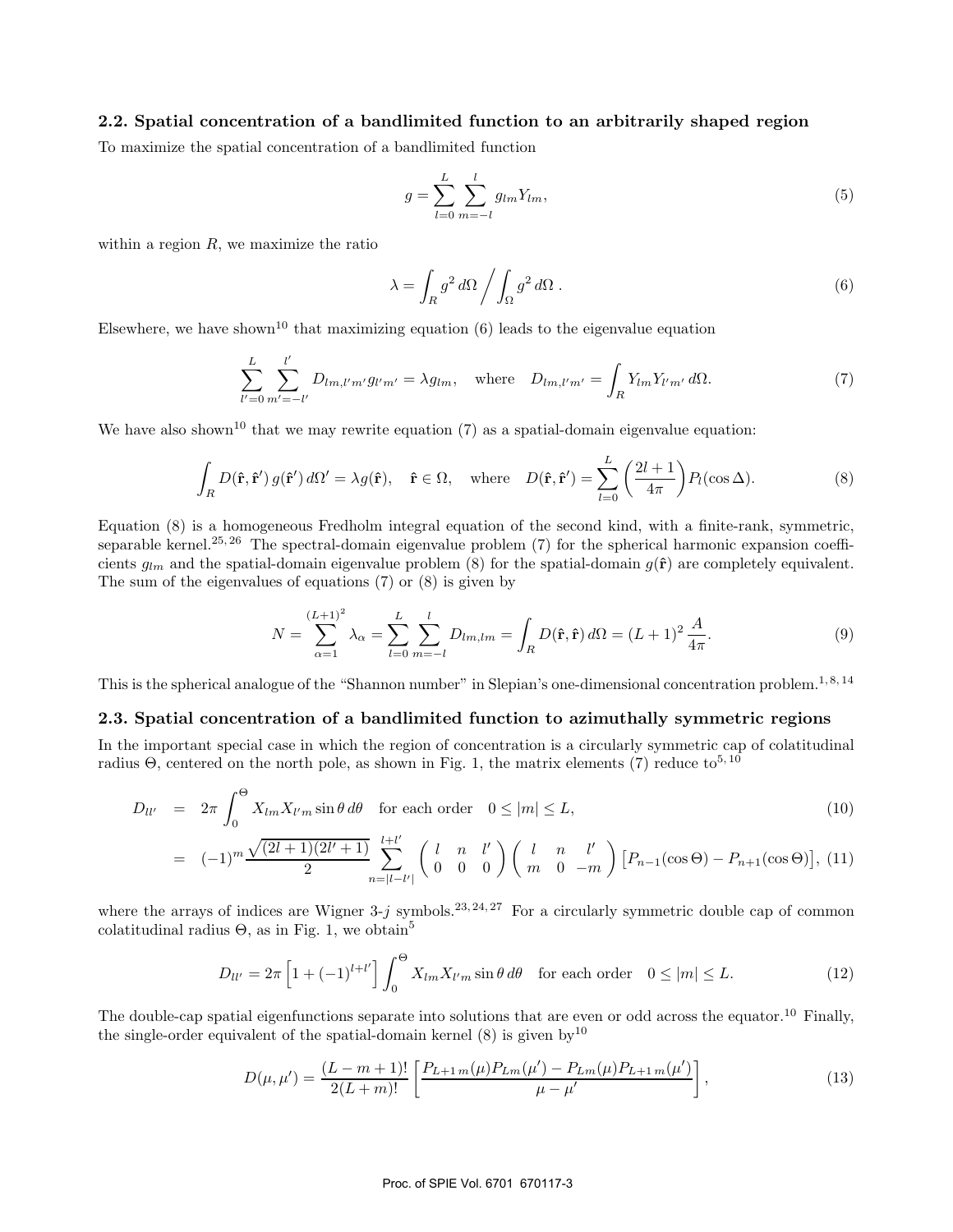### 2.2. Spatial concentration of a bandlimited function to an arbitrarily shaped region

To maximize the spatial concentration of a bandlimited function

$$g = \sum_{l=0}^{L} \sum_{m=-l}^{l} g_{lm} Y_{lm}, \tag{5}$$

within a region $R$, we maximize the ratio

$$\lambda = \int_R g^2 \, d\Omega \Big/ \int_\Omega g^2 \, d\Omega \,. \tag{6}$$

Elsewhere, we have shown[10] that maximizing equation (6) leads to the eigenvalue equation

$$\sum_{l'=0}^{L} \sum_{m'=-l'}^{l'} D_{lm,l'm'} g_{l'm'} = \lambda g_{lm}, \quad \text{where} \quad D_{lm,l'm'} = \int_R Y_{lm} Y_{l'm'} \, d\Omega. \tag{7}$$

We have also shown[10] that we may rewrite equation (7) as a spatial-domain eigenvalue equation:

$$\int_R D(\hat{\mathbf{r}}, \hat{\mathbf{r}}') \, g(\hat{\mathbf{r}}') \, d\Omega' = \lambda g(\hat{\mathbf{r}}), \quad \hat{\mathbf{r}} \in \Omega, \quad \text{where} \quad D(\hat{\mathbf{r}}, \hat{\mathbf{r}}') = \sum_{l=0}^{L} \left( \frac{2l+1}{4\pi} \right) P_l(\cos \Delta). \tag{8}$$

Equation (8) is a homogeneous Fredholm integral equation of the second kind, with a finite-rank, symmetric, separable kernel.[25,26] The spectral-domain eigenvalue problem (7) for the spherical harmonic expansion coefficients $g_{lm}$ and the spatial-domain eigenvalue problem (8) for the spatial-domain $g(\hat{\mathbf{r}})$ are completely equivalent. The sum of the eigenvalues of equations (7) or (8) is given by

$$N = \sum_{\alpha=1}^{(L+1)^2} \lambda_\alpha = \sum_{l=0}^{L} \sum_{m=-l}^{l} D_{lm,lm} = \int_R D(\hat{\mathbf{r}}, \hat{\mathbf{r}}) \, d\Omega = (L+1)^2 \, \frac{A}{4\pi}. \tag{9}$$

This is the spherical analogue of the "Shannon number" in Slepian's one-dimensional concentration problem.[1,8,14]

### 2.3. Spatial concentration of a bandlimited function to azimuthally symmetric regions

In the important special case in which the region of concentration is a circularly symmetric cap of colatitudinal radius $\Theta$, centered on the north pole, as shown in Fig. 1, the matrix elements (7) reduce to[5,10]

$$D_{ll'} = 2\pi \int_0^\Theta X_{lm} X_{l'm} \sin \theta \, d\theta \quad \text{for each order} \quad 0 \leq |m| \leq L, \tag{10}$$

$$= (-1)^m \frac{\sqrt{(2l+1)(2l'+1)}}{2} \sum_{n=|l-l'|}^{l+l'} \begin{pmatrix} l & n & l' \\ 0 & 0 & 0 \end{pmatrix} \begin{pmatrix} l & n & l' \\ m & 0 & -m \end{pmatrix} \left[ P_{n-1}(\cos \Theta) - P_{n+1}(\cos \Theta) \right], \tag{11}$$

where the arrays of indices are Wigner 3-$j$ symbols.[23,24,27] For a circularly symmetric double cap of common colatitudinal radius $\Theta$, as in Fig. 1, we obtain[5]

$$D_{ll'} = 2\pi \left[ 1 + (-1)^{l+l'} \right] \int_0^\Theta X_{lm} X_{l'm} \sin \theta \, d\theta \quad \text{for each order} \quad 0 \leq |m| \leq L. \tag{12}$$

The double-cap spatial eigenfunctions separate into solutions that are even or odd across the equator.[10] Finally, the single-order equivalent of the spatial-domain kernel (8) is given by[10]

$$D(\mu, \mu') = \frac{(L-m+1)!}{2(L+m)!} \left[ \frac{P_{L+1\,m}(\mu) P_{Lm}(\mu') - P_{Lm}(\mu) P_{L+1\,m}(\mu')}{\mu - \mu'} \right], \tag{13}$$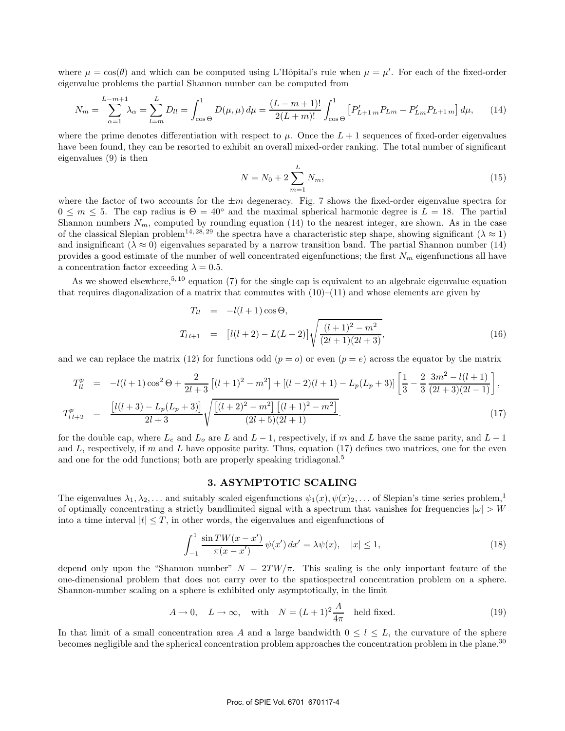where $\mu = \cos(\theta)$ and which can be computed using L'Hôpital's rule when $\mu = \mu'$. For each of the fixed-order eigenvalue problems the partial Shannon number can be computed from

$$N_m = \sum_{\alpha=1}^{L-m+1} \lambda_\alpha = \sum_{l=m}^{L} D_{ll} = \int_{\cos\Theta}^{1} D(\mu,\mu)\, d\mu = \frac{(L-m+1)!}{2(L+m)!} \int_{\cos\Theta}^{1} \left[ P'_{L+1\,m} P_{Lm} - P'_{Lm} P_{L+1\,m} \right] d\mu, \tag{14}$$

where the prime denotes differentiation with respect to $\mu$. Once the $L+1$ sequences of fixed-order eigenvalues have been found, they can be resorted to exhibit an overall mixed-order ranking. The total number of significant eigenvalues (9) is then

$$N = N_0 + 2\sum_{m=1}^{L} N_m, \tag{15}$$

where the factor of two accounts for the $\pm m$ degeneracy. Fig. 7 shows the fixed-order eigenvalue spectra for $0 \le m \le 5$. The cap radius is $\Theta = 40^\circ$ and the maximal spherical harmonic degree is $L = 18$. The partial Shannon numbers $N_m$, computed by rounding equation (14) to the nearest integer, are shown. As in the case of the classical Slepian problem[14,28,29] the spectra have a characteristic step shape, showing significant ($\lambda \approx 1$) and insignificant ($\lambda \approx 0$) eigenvalues separated by a narrow transition band. The partial Shannon number (14) provides a good estimate of the number of well concentrated eigenfunctions; the first $N_m$ eigenfunctions all have a concentration factor exceeding $\lambda = 0.5$.

As we showed elsewhere,[5,10] equation (7) for the single cap is equivalent to an algebraic eigenvalue equation that requires diagonalization of a matrix that commutes with (10)–(11) and whose elements are given by

$$\begin{aligned} T_{ll} &= -l(l+1)\cos\Theta, \\ T_{l\,l+1} &= \big[l(l+2) - L(L+2)\big]\sqrt{\frac{(l+1)^2 - m^2}{(2l+1)(2l+3)}}, \end{aligned} \tag{16}$$

and we can replace the matrix (12) for functions odd ($p = o$) or even ($p = e$) across the equator by the matrix

$$\begin{aligned} T_{ll}^{p} &= -l(l+1)\cos^2\Theta + \frac{2}{2l+3}\left[(l+1)^2 - m^2\right] + \left[(l-2)(l+1) - L_p(L_p+3)\right]\left[\frac{1}{3} - \frac{2}{3}\,\frac{3m^2 - l(l+1)}{(2l+3)(2l-1)}\right], \\ T_{l\,l+2}^{p} &= \frac{\big[l(l+3) - L_p(L_p+3)\big]}{2l+3}\sqrt{\frac{\left[(l+2)^2 - m^2\right]\left[(l+1)^2 - m^2\right]}{(2l+5)(2l+1)}}. \end{aligned} \tag{17}$$

for the double cap, where $L_e$ and $L_o$ are $L$ and $L-1$, respectively, if $m$ and $L$ have the same parity, and $L-1$ and $L$, respectively, if $m$ and $L$ have opposite parity. Thus, equation (17) defines two matrices, one for the even and one for the odd functions; both are properly speaking tridiagonal.[5]

## 3. ASYMPTOTIC SCALING

The eigenvalues $\lambda_1, \lambda_2, \ldots$ and suitably scaled eigenfunctions $\psi_1(x), \psi(x)_2, \ldots$ of Slepian's time series problem,[1] of optimally concentrating a strictly bandlimited signal with a spectrum that vanishes for frequencies $|\omega| > W$ into a time interval $|t| \le T$, in other words, the eigenvalues and eigenfunctions of

$$\int_{-1}^{1} \frac{\sin TW(x-x')}{\pi(x-x')}\,\psi(x')\,dx' = \lambda\psi(x), \quad |x| \le 1, \tag{18}$$

depend only upon the "Shannon number" $N = 2TW/\pi$. This scaling is the only important feature of the one-dimensional problem that does not carry over to the spatiospectral concentration problem on a sphere. Shannon-number scaling on a sphere is exhibited only asymptotically, in the limit

$$A \to 0, \quad L \to \infty, \quad \text{with} \quad N = (L+1)^2 \frac{A}{4\pi} \quad \text{held fixed.} \tag{19}$$

In that limit of a small concentration area $A$ and a large bandwidth $0 \le l \le L$, the curvature of the sphere becomes negligible and the spherical concentration problem approaches the concentration problem in the plane.[30]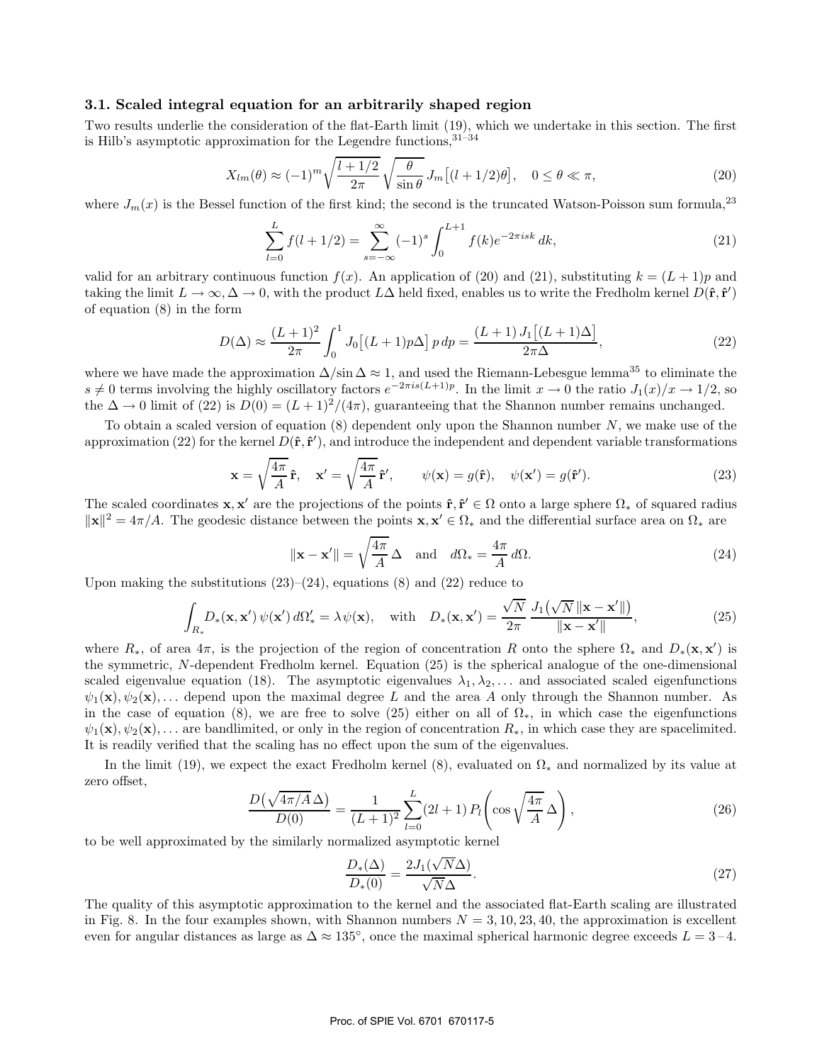### 3.1. Scaled integral equation for an arbitrarily shaped region

Two results underlie the consideration of the flat-Earth limit (19), which we undertake in this section. The first is Hilb's asymptotic approximation for the Legendre functions,[31–34]

$$X_{lm}(\theta) \approx (-1)^m \sqrt{\frac{l+1/2}{2\pi}} \sqrt{\frac{\theta}{\sin\theta}}\, J_m\big[(l+1/2)\theta\big], \quad 0 \le \theta \ll \pi, \tag{20}$$

where $J_m(x)$ is the Bessel function of the first kind; the second is the truncated Watson-Poisson sum formula,[23]

$$\sum_{l=0}^{L} f(l+1/2) = \sum_{s=-\infty}^{\infty} (-1)^s \int_0^{L+1} f(k) e^{-2\pi i s k}\, dk, \tag{21}$$

valid for an arbitrary continuous function $f(x)$. An application of (20) and (21), substituting $k=(L+1)p$ and taking the limit $L \to \infty, \Delta \to 0$, with the product $L\Delta$ held fixed, enables us to write the Fredholm kernel $D(\hat{\mathbf{r}}, \hat{\mathbf{r}}')$ of equation (8) in the form

$$D(\Delta) \approx \frac{(L+1)^2}{2\pi} \int_0^1 J_0\big[(L+1)p\Delta\big]\, p\, dp = \frac{(L+1)\, J_1\big[(L+1)\Delta\big]}{2\pi\Delta}, \tag{22}$$

where we have made the approximation $\Delta/\sin\Delta \approx 1$, and used the Riemann-Lebesgue lemma[35] to eliminate the $s \neq 0$ terms involving the highly oscillatory factors $e^{-2\pi i s(L+1)p}$. In the limit $x \to 0$ the ratio $J_1(x)/x \to 1/2$, so the $\Delta \to 0$ limit of (22) is $D(0) = (L+1)^2/(4\pi)$, guaranteeing that the Shannon number remains unchanged.

To obtain a scaled version of equation (8) dependent only upon the Shannon number $N$, we make use of the approximation (22) for the kernel $D(\hat{\mathbf{r}}, \hat{\mathbf{r}}')$, and introduce the independent and dependent variable transformations

$$\mathbf{x} = \sqrt{\frac{4\pi}{A}}\, \hat{\mathbf{r}}, \quad \mathbf{x}' = \sqrt{\frac{4\pi}{A}}\, \hat{\mathbf{r}}', \qquad \psi(\mathbf{x}) = g(\hat{\mathbf{r}}), \quad \psi(\mathbf{x}') = g(\hat{\mathbf{r}}'). \tag{23}$$

The scaled coordinates $\mathbf{x}, \mathbf{x}'$ are the projections of the points $\hat{\mathbf{r}}, \hat{\mathbf{r}}' \in \Omega$ onto a large sphere $\Omega_*$ of squared radius $\|\mathbf{x}\|^2 = 4\pi/A$. The geodesic distance between the points $\mathbf{x}, \mathbf{x}' \in \Omega_*$ and the differential surface area on $\Omega_*$ are

$$\|\mathbf{x} - \mathbf{x}'\| = \sqrt{\frac{4\pi}{A}}\, \Delta \quad \text{and} \quad d\Omega_* = \frac{4\pi}{A}\, d\Omega. \tag{24}$$

Upon making the substitutions (23)–(24), equations (8) and (22) reduce to

$$\int_{R_*} D_*(\mathbf{x}, \mathbf{x}')\, \psi(\mathbf{x}')\, d\Omega_*' = \lambda \psi(\mathbf{x}), \quad \text{with} \quad D_*(\mathbf{x}, \mathbf{x}') = \frac{\sqrt{N}}{2\pi} \frac{J_1\big(\sqrt{N}\, \|\mathbf{x} - \mathbf{x}'\|\big)}{\|\mathbf{x} - \mathbf{x}'\|}, \tag{25}$$

where $R_*$, of area $4\pi$, is the projection of the region of concentration $R$ onto the sphere $\Omega_*$ and $D_*(\mathbf{x}, \mathbf{x}')$ is the symmetric, $N$-dependent Fredholm kernel. Equation (25) is the spherical analogue of the one-dimensional scaled eigenvalue equation (18). The asymptotic eigenvalues $\lambda_1, \lambda_2, \ldots$ and associated scaled eigenfunctions $\psi_1(\mathbf{x}), \psi_2(\mathbf{x}), \ldots$ depend upon the maximal degree $L$ and the area $A$ only through the Shannon number. As in the case of equation (8), we are free to solve (25) either on all of $\Omega_*$, in which case the eigenfunctions $\psi_1(\mathbf{x}), \psi_2(\mathbf{x}), \ldots$ are bandlimited, or only in the region of concentration $R_*$, in which case they are spacelimited. It is readily verified that the scaling has no effect upon the sum of the eigenvalues.

In the limit (19), we expect the exact Fredholm kernel (8), evaluated on $\Omega_*$ and normalized by its value at zero offset,

$$\frac{D\big(\sqrt{4\pi/A}\, \Delta\big)}{D(0)} = \frac{1}{(L+1)^2} \sum_{l=0}^{L} (2l+1)\, P_l\!\left(\cos \sqrt{\frac{4\pi}{A}}\, \Delta\right), \tag{26}$$

to be well approximated by the similarly normalized asymptotic kernel

$$\frac{D_*(\Delta)}{D_*(0)} = \frac{2J_1(\sqrt{N}\Delta)}{\sqrt{N}\Delta}. \tag{27}$$

The quality of this asymptotic approximation to the kernel and the associated flat-Earth scaling are illustrated in Fig. 8. In the four examples shown, with Shannon numbers $N = 3, 10, 23, 40$, the approximation is excellent even for angular distances as large as $\Delta \approx 135^\circ$, once the maximal spherical harmonic degree exceeds $L = 3$–$4$.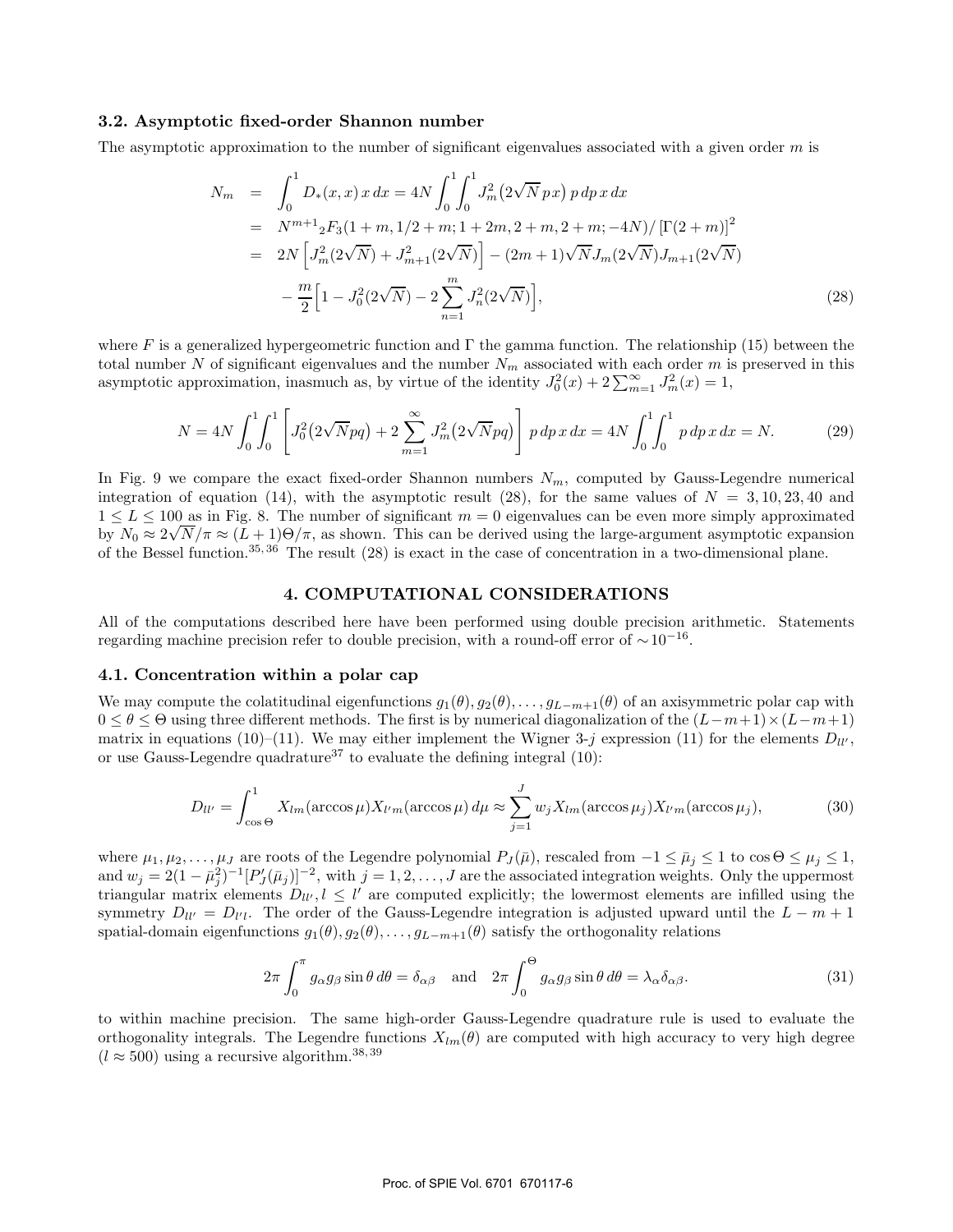### 3.2. Asymptotic fixed-order Shannon number

The asymptotic approximation to the number of significant eigenvalues associated with a given order $m$ is

$$
\begin{aligned}
N_m &= \int_0^1 D_*(x,x)\, x\, dx = 4N \int_0^1\!\!\int_0^1 J_m^2\big(2\sqrt{N}\, px\big)\, p\, dp\, x\, dx \\
&= N^{m+1}{}_2F_3(1+m, 1/2+m; 1+2m, 2+m, 2+m; -4N)/\left[\Gamma(2+m)\right]^2 \\
&= 2N\left[J_m^2(2\sqrt{N}) + J_{m+1}^2(2\sqrt{N})\right] - (2m+1)\sqrt{N} J_m(2\sqrt{N}) J_{m+1}(2\sqrt{N}) \\
&\quad - \frac{m}{2}\Big[1 - J_0^2(2\sqrt{N}) - 2\sum_{n=1}^{m} J_n^2(2\sqrt{N})\Big],
\end{aligned} \tag{28}
$$

where $F$ is a generalized hypergeometric function and $\Gamma$ the gamma function. The relationship (15) between the total number $N$ of significant eigenvalues and the number $N_m$ associated with each order $m$ is preserved in this asymptotic approximation, inasmuch as, by virtue of the identity $J_0^2(x) + 2\sum_{m=1}^{\infty} J_m^2(x) = 1$,

$$
N = 4N \int_0^1\!\!\int_0^1 \left[J_0^2\big(2\sqrt{N}pq\big) + 2\sum_{m=1}^{\infty} J_m^2\big(2\sqrt{N}pq\big)\right] p\, dp\, x\, dx = 4N\int_0^1\!\!\int_0^1 p\, dp\, x\, dx = N. \tag{29}
$$

In Fig. 9 we compare the exact fixed-order Shannon numbers $N_m$, computed by Gauss-Legendre numerical integration of equation (14), with the asymptotic result (28), for the same values of $N = 3, 10, 23, 40$ and $1 \le L \le 100$ as in Fig. 8. The number of significant $m=0$ eigenvalues can be even more simply approximated by $N_0 \approx 2\sqrt{N}/\pi \approx (L+1)\Theta/\pi$, as shown. This can be derived using the large-argument asymptotic expansion of the Bessel function.[35,36] The result (28) is exact in the case of concentration in a two-dimensional plane.

## 4. COMPUTATIONAL CONSIDERATIONS

All of the computations described here have been performed using double precision arithmetic. Statements regarding machine precision refer to double precision, with a round-off error of $\sim 10^{-16}$.

### 4.1. Concentration within a polar cap

We may compute the colatitudinal eigenfunctions $g_1(\theta), g_2(\theta), \ldots, g_{L-m+1}(\theta)$ of an axisymmetric polar cap with $0 \le \theta \le \Theta$ using three different methods. The first is by numerical diagonalization of the $(L-m+1)\times(L-m+1)$ matrix in equations (10)–(11). We may either implement the Wigner 3-$j$ expression (11) for the elements $D_{ll'}$, or use Gauss-Legendre quadrature[37] to evaluate the defining integral (10):

$$
D_{ll'} = \int_{\cos\Theta}^{1} X_{lm}(\arccos\mu) X_{l'm}(\arccos\mu)\, d\mu \approx \sum_{j=1}^{J} w_j X_{lm}(\arccos\mu_j) X_{l'm}(\arccos\mu_j), \tag{30}
$$

where $\mu_1, \mu_2, \ldots, \mu_J$ are roots of the Legendre polynomial $P_J(\bar{\mu})$, rescaled from $-1 \le \bar{\mu}_j \le 1$ to $\cos\Theta \le \mu_j \le 1$, and $w_j = 2(1-\bar{\mu}_j^2)^{-1}[P_J'(\bar{\mu}_j)]^{-2}$, with $j = 1, 2, \ldots, J$ are the associated integration weights. Only the uppermost triangular matrix elements $D_{ll'}, l \le l'$ are computed explicitly; the lowermost elements are infilled using the symmetry $D_{ll'} = D_{l'l}$. The order of the Gauss-Legendre integration is adjusted upward until the $L-m+1$ spatial-domain eigenfunctions $g_1(\theta), g_2(\theta), \ldots, g_{L-m+1}(\theta)$ satisfy the orthogonality relations

$$
2\pi \int_0^{\pi} g_\alpha g_\beta \sin\theta\, d\theta = \delta_{\alpha\beta} \quad \text{and} \quad 2\pi \int_0^{\Theta} g_\alpha g_\beta \sin\theta\, d\theta = \lambda_\alpha \delta_{\alpha\beta}. \tag{31}
$$

to within machine precision. The same high-order Gauss-Legendre quadrature rule is used to evaluate the orthogonality integrals. The Legendre functions $X_{lm}(\theta)$ are computed with high accuracy to very high degree $(l \approx 500)$ using a recursive algorithm.[38,39]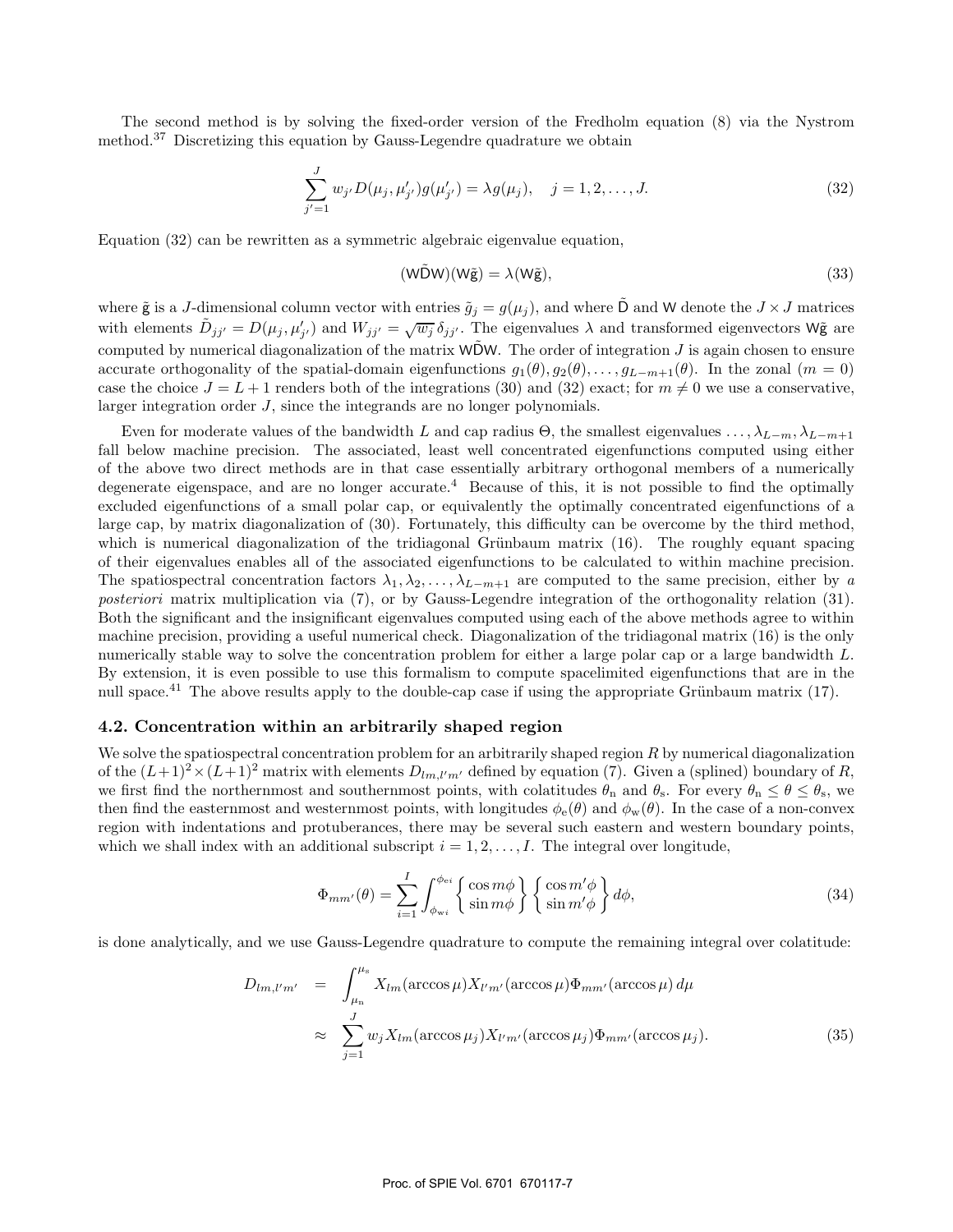The second method is by solving the fixed-order version of the Fredholm equation (8) via the Nystrom method.[37] Discretizing this equation by Gauss-Legendre quadrature we obtain

$$\sum_{j'=1}^{J} w_{j'} D(\mu_j, \mu'_{j'}) g(\mu'_{j'}) = \lambda g(\mu_j), \quad j = 1, 2, \ldots, J. \tag{32}$$

Equation (32) can be rewritten as a symmetric algebraic eigenvalue equation,

$$(\mathsf{W}\tilde{\mathsf{D}}\mathsf{W})(\mathsf{W}\tilde{\mathsf{g}}) = \lambda(\mathsf{W}\tilde{\mathsf{g}}), \tag{33}$$

where $\tilde{\mathsf{g}}$ is a $J$-dimensional column vector with entries $\tilde{g}_j = g(\mu_j)$, and where $\tilde{\mathsf{D}}$ and $\mathsf{W}$ denote the $J \times J$ matrices with elements $\tilde{D}_{jj'} = D(\mu_j, \mu'_{j'})$ and $W_{jj'} = \sqrt{w_j}\,\delta_{jj'}$. The eigenvalues $\lambda$ and transformed eigenvectors $\mathsf{W}\tilde{\mathsf{g}}$ are computed by numerical diagonalization of the matrix $\mathsf{W}\tilde{\mathsf{D}}\mathsf{W}$. The order of integration $J$ is again chosen to ensure accurate orthogonality of the spatial-domain eigenfunctions $g_1(\theta), g_2(\theta), \ldots, g_{L-m+1}(\theta)$. In the zonal ($m = 0$) case the choice $J = L + 1$ renders both of the integrations (30) and (32) exact; for $m \neq 0$ we use a conservative, larger integration order $J$, since the integrands are no longer polynomials.

Even for moderate values of the bandwidth $L$ and cap radius $\Theta$, the smallest eigenvalues $\ldots, \lambda_{L-m}, \lambda_{L-m+1}$ fall below machine precision. The associated, least well concentrated eigenfunctions computed using either of the above two direct methods are in that case essentially arbitrary orthogonal members of a numerically degenerate eigenspace, and are no longer accurate.[4] Because of this, it is not possible to find the optimally excluded eigenfunctions of a small polar cap, or equivalently the optimally concentrated eigenfunctions of a large cap, by matrix diagonalization of (30). Fortunately, this difficulty can be overcome by the third method, which is numerical diagonalization of the tridiagonal Grünbaum matrix (16). The roughly equant spacing of their eigenvalues enables all of the associated eigenfunctions to be calculated to within machine precision. The spatiospectral concentration factors $\lambda_1, \lambda_2, \ldots, \lambda_{L-m+1}$ are computed to the same precision, either by *a posteriori* matrix multiplication via (7), or by Gauss-Legendre integration of the orthogonality relation (31). Both the significant and the insignificant eigenvalues computed using each of the above methods agree to within machine precision, providing a useful numerical check. Diagonalization of the tridiagonal matrix (16) is the only numerically stable way to solve the concentration problem for either a large polar cap or a large bandwidth $L$. By extension, it is even possible to use this formalism to compute spacelimited eigenfunctions that are in the null space.[41] The above results apply to the double-cap case if using the appropriate Grünbaum matrix (17).

### 4.2. Concentration within an arbitrarily shaped region

We solve the spatiospectral concentration problem for an arbitrarily shaped region $R$ by numerical diagonalization of the $(L+1)^2 \times (L+1)^2$ matrix with elements $D_{lm,l'm'}$ defined by equation (7). Given a (splined) boundary of $R$, we first find the northernmost and southernmost points, with colatitudes $\theta_\mathrm{n}$ and $\theta_\mathrm{s}$. For every $\theta_\mathrm{n} \leq \theta \leq \theta_\mathrm{s}$, we then find the easternmost and westernmost points, with longitudes $\phi_\mathrm{e}(\theta)$ and $\phi_\mathrm{w}(\theta)$. In the case of a non-convex region with indentations and protuberances, there may be several such eastern and western boundary points, which we shall index with an additional subscript $i = 1, 2, \ldots, I$. The integral over longitude,

$$\Phi_{mm'}(\theta) = \sum_{i=1}^{I} \int_{\phi_{\mathrm{w}i}}^{\phi_{\mathrm{e}i}} \left\{ \begin{array}{c} \cos m\phi \\ \sin m\phi \end{array} \right\} \left\{ \begin{array}{c} \cos m'\phi \\ \sin m'\phi \end{array} \right\} d\phi, \tag{34}$$

is done analytically, and we use Gauss-Legendre quadrature to compute the remaining integral over colatitude:

$$\begin{aligned} D_{lm,l'm'} &= \int_{\mu_\mathrm{n}}^{\mu_\mathrm{s}} X_{lm}(\arccos\mu) X_{l'm'}(\arccos\mu) \Phi_{mm'}(\arccos\mu)\, d\mu \\ &\approx \sum_{j=1}^{J} w_j X_{lm}(\arccos\mu_j) X_{l'm'}(\arccos\mu_j) \Phi_{mm'}(\arccos\mu_j). \end{aligned} \tag{35}$$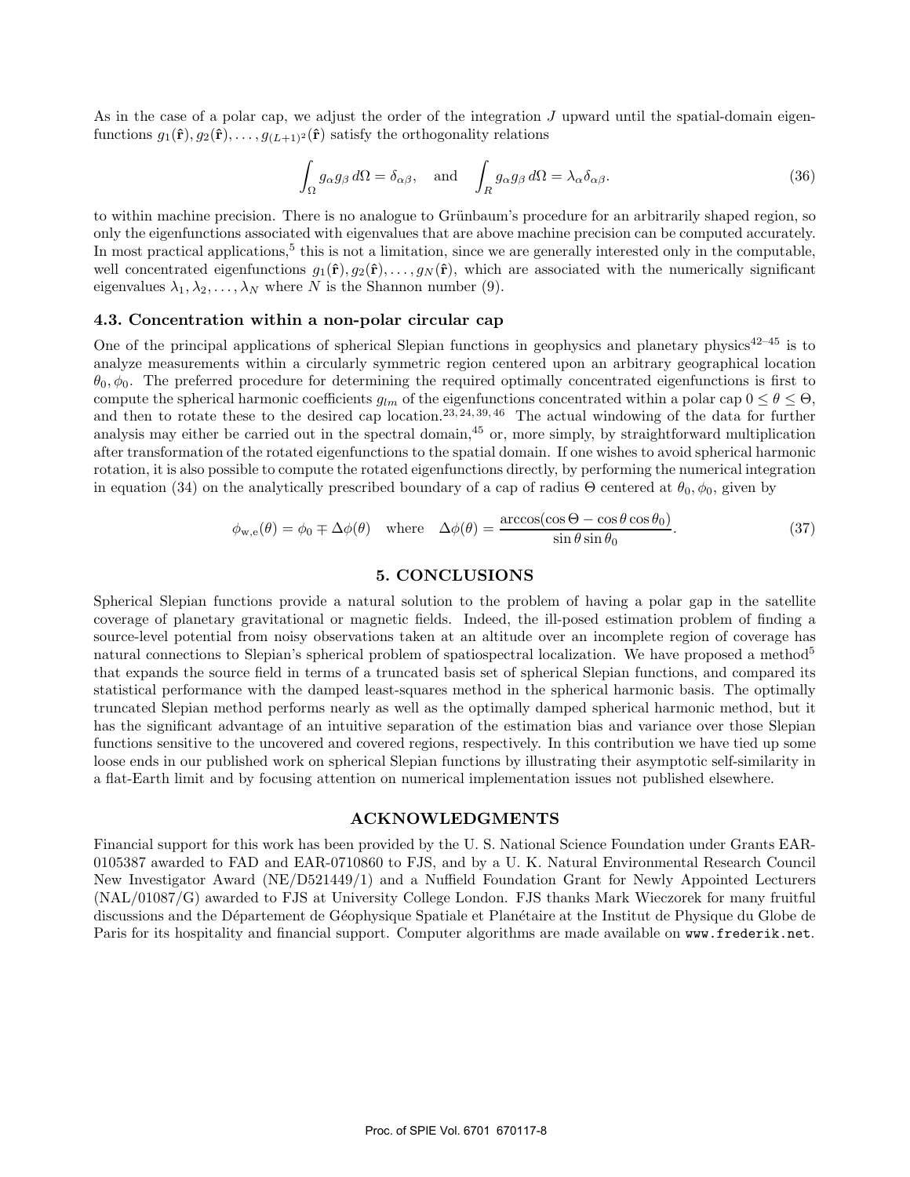As in the case of a polar cap, we adjust the order of the integration $J$ upward until the spatial-domain eigenfunctions $g_1(\hat{\mathbf{r}}), g_2(\hat{\mathbf{r}}), \ldots, g_{(L+1)^2}(\hat{\mathbf{r}})$ satisfy the orthogonality relations

$$\int_{\Omega} g_\alpha g_\beta \, d\Omega = \delta_{\alpha\beta}, \quad \text{and} \quad \int_{R} g_\alpha g_\beta \, d\Omega = \lambda_\alpha \delta_{\alpha\beta}. \tag{36}$$

to within machine precision. There is no analogue to Grünbaum's procedure for an arbitrarily shaped region, so only the eigenfunctions associated with eigenvalues that are above machine precision can be computed accurately. In most practical applications,[5] this is not a limitation, since we are generally interested only in the computable, well concentrated eigenfunctions $g_1(\hat{\mathbf{r}}), g_2(\hat{\mathbf{r}}), \ldots, g_N(\hat{\mathbf{r}})$, which are associated with the numerically significant eigenvalues $\lambda_1, \lambda_2, \ldots, \lambda_N$ where $N$ is the Shannon number (9).

### 4.3. Concentration within a non-polar circular cap

One of the principal applications of spherical Slepian functions in geophysics and planetary physics[42–45] is to analyze measurements within a circularly symmetric region centered upon an arbitrary geographical location $\theta_0, \phi_0$. The preferred procedure for determining the required optimally concentrated eigenfunctions is first to compute the spherical harmonic coefficients $g_{lm}$ of the eigenfunctions concentrated within a polar cap $0 \le \theta \le \Theta$, and then to rotate these to the desired cap location.[23, 24, 39, 46] The actual windowing of the data for further analysis may either be carried out in the spectral domain,[45] or, more simply, by straightforward multiplication after transformation of the rotated eigenfunctions to the spatial domain. If one wishes to avoid spherical harmonic rotation, it is also possible to compute the rotated eigenfunctions directly, by performing the numerical integration in equation (34) on the analytically prescribed boundary of a cap of radius $\Theta$ centered at $\theta_0, \phi_0$, given by

$$\phi_{\mathrm{w,e}}(\theta) = \phi_0 \mp \Delta\phi(\theta) \quad \text{where} \quad \Delta\phi(\theta) = \frac{\arccos(\cos\Theta - \cos\theta\cos\theta_0)}{\sin\theta\sin\theta_0}. \tag{37}$$

## 5. CONCLUSIONS

Spherical Slepian functions provide a natural solution to the problem of having a polar gap in the satellite coverage of planetary gravitational or magnetic fields. Indeed, the ill-posed estimation problem of finding a source-level potential from noisy observations taken at an altitude over an incomplete region of coverage has natural connections to Slepian's spherical problem of spatiospectral localization. We have proposed a method[5] that expands the source field in terms of a truncated basis set of spherical Slepian functions, and compared its statistical performance with the damped least-squares method in the spherical harmonic basis. The optimally truncated Slepian method performs nearly as well as the optimally damped spherical harmonic method, but it has the significant advantage of an intuitive separation of the estimation bias and variance over those Slepian functions sensitive to the uncovered and covered regions, respectively. In this contribution we have tied up some loose ends in our published work on spherical Slepian functions by illustrating their asymptotic self-similarity in a flat-Earth limit and by focusing attention on numerical implementation issues not published elsewhere.

## ACKNOWLEDGMENTS

Financial support for this work has been provided by the U. S. National Science Foundation under Grants EAR-0105387 awarded to FAD and EAR-0710860 to FJS, and by a U. K. Natural Environmental Research Council New Investigator Award (NE/D521449/1) and a Nuffield Foundation Grant for Newly Appointed Lecturers (NAL/01087/G) awarded to FJS at University College London. FJS thanks Mark Wieczorek for many fruitful discussions and the Département de Géophysique Spatiale et Planétaire at the Institut de Physique du Globe de Paris for its hospitality and financial support. Computer algorithms are made available on www.frederik.net.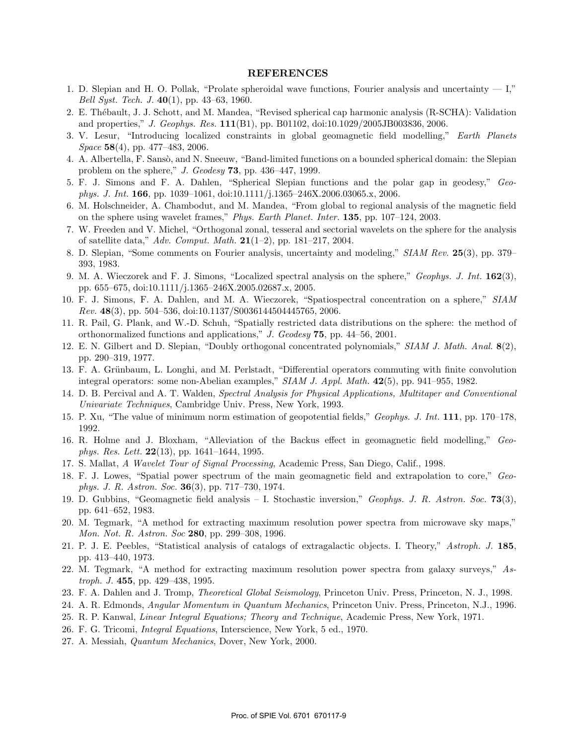## REFERENCES

1. D. Slepian and H. O. Pollak, "Prolate spheroidal wave functions, Fourier analysis and uncertainty — I," *Bell Syst. Tech. J.* **40**(1), pp. 43–63, 1960.
2. E. Thébault, J. J. Schott, and M. Mandea, "Revised spherical cap harmonic analysis (R-SCHA): Validation and properties," *J. Geophys. Res.* **111**(B1), pp. B01102, doi:10.1029/2005JB003836, 2006.
3. V. Lesur, "Introducing localized constraints in global geomagnetic field modelling," *Earth Planets Space* **58**(4), pp. 477–483, 2006.
4. A. Albertella, F. Sansò, and N. Sneeuw, "Band-limited functions on a bounded spherical domain: the Slepian problem on the sphere," *J. Geodesy* **73**, pp. 436–447, 1999.
5. F. J. Simons and F. A. Dahlen, "Spherical Slepian functions and the polar gap in geodesy," *Geophys. J. Int.* **166**, pp. 1039–1061, doi:10.1111/j.1365–246X.2006.03065.x, 2006.
6. M. Holschneider, A. Chambodut, and M. Mandea, "From global to regional analysis of the magnetic field on the sphere using wavelet frames," *Phys. Earth Planet. Inter.* **135**, pp. 107–124, 2003.
7. W. Freeden and V. Michel, "Orthogonal zonal, tesseral and sectorial wavelets on the sphere for the analysis of satellite data," *Adv. Comput. Math.* **21**(1–2), pp. 181–217, 2004.
8. D. Slepian, "Some comments on Fourier analysis, uncertainty and modeling," *SIAM Rev.* **25**(3), pp. 379–393, 1983.
9. M. A. Wieczorek and F. J. Simons, "Localized spectral analysis on the sphere," *Geophys. J. Int.* **162**(3), pp. 655–675, doi:10.1111/j.1365–246X.2005.02687.x, 2005.
10. F. J. Simons, F. A. Dahlen, and M. A. Wieczorek, "Spatiospectral concentration on a sphere," *SIAM Rev.* **48**(3), pp. 504–536, doi:10.1137/S0036144504445765, 2006.
11. R. Pail, G. Plank, and W.-D. Schuh, "Spatially restricted data distributions on the sphere: the method of orthonormalized functions and applications," *J. Geodesy* **75**, pp. 44–56, 2001.
12. E. N. Gilbert and D. Slepian, "Doubly orthogonal concentrated polynomials," *SIAM J. Math. Anal.* **8**(2), pp. 290–319, 1977.
13. F. A. Grünbaum, L. Longhi, and M. Perlstadt, "Differential operators commuting with finite convolution integral operators: some non-Abelian examples," *SIAM J. Appl. Math.* **42**(5), pp. 941–955, 1982.
14. D. B. Percival and A. T. Walden, *Spectral Analysis for Physical Applications, Multitaper and Conventional Univariate Techniques*, Cambridge Univ. Press, New York, 1993.
15. P. Xu, "The value of minimum norm estimation of geopotential fields," *Geophys. J. Int.* **111**, pp. 170–178, 1992.
16. R. Holme and J. Bloxham, "Alleviation of the Backus effect in geomagnetic field modelling," *Geophys. Res. Lett.* **22**(13), pp. 1641–1644, 1995.
17. S. Mallat, *A Wavelet Tour of Signal Processing*, Academic Press, San Diego, Calif., 1998.
18. F. J. Lowes, "Spatial power spectrum of the main geomagnetic field and extrapolation to core," *Geophys. J. R. Astron. Soc.* **36**(3), pp. 717–730, 1974.
19. D. Gubbins, "Geomagnetic field analysis – I. Stochastic inversion," *Geophys. J. R. Astron. Soc.* **73**(3), pp. 641–652, 1983.
20. M. Tegmark, "A method for extracting maximum resolution power spectra from microwave sky maps," *Mon. Not. R. Astron. Soc* **280**, pp. 299–308, 1996.
21. P. J. E. Peebles, "Statistical analysis of catalogs of extragalactic objects. I. Theory," *Astroph. J.* **185**, pp. 413–440, 1973.
22. M. Tegmark, "A method for extracting maximum resolution power spectra from galaxy surveys," *Astroph. J.* **455**, pp. 429–438, 1995.
23. F. A. Dahlen and J. Tromp, *Theoretical Global Seismology*, Princeton Univ. Press, Princeton, N. J., 1998.
24. A. R. Edmonds, *Angular Momentum in Quantum Mechanics*, Princeton Univ. Press, Princeton, N.J., 1996.
25. R. P. Kanwal, *Linear Integral Equations; Theory and Technique*, Academic Press, New York, 1971.
26. F. G. Tricomi, *Integral Equations*, Interscience, New York, 5 ed., 1970.
27. A. Messiah, *Quantum Mechanics*, Dover, New York, 2000.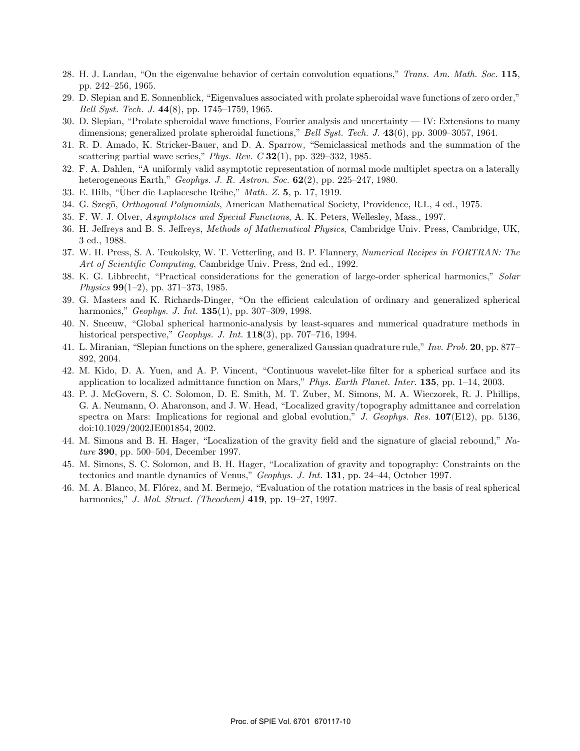28. H. J. Landau, "On the eigenvalue behavior of certain convolution equations," *Trans. Am. Math. Soc.* **115**, pp. 242–256, 1965.
29. D. Slepian and E. Sonnenblick, "Eigenvalues associated with prolate spheroidal wave functions of zero order," *Bell Syst. Tech. J.* **44**(8), pp. 1745–1759, 1965.
30. D. Slepian, "Prolate spheroidal wave functions, Fourier analysis and uncertainty — IV: Extensions to many dimensions; generalized prolate spheroidal functions," *Bell Syst. Tech. J.* **43**(6), pp. 3009–3057, 1964.
31. R. D. Amado, K. Stricker-Bauer, and D. A. Sparrow, "Semiclassical methods and the summation of the scattering partial wave series," *Phys. Rev. C* **32**(1), pp. 329–332, 1985.
32. F. A. Dahlen, "A uniformly valid asymptotic representation of normal mode multiplet spectra on a laterally heterogeneous Earth," *Geophys. J. R. Astron. Soc.* **62**(2), pp. 225–247, 1980.
33. E. Hilb, "Über die Laplacesche Reihe," *Math. Z.* **5**, p. 17, 1919.
34. G. Szegö, *Orthogonal Polynomials*, American Mathematical Society, Providence, R.I., 4 ed., 1975.
35. F. W. J. Olver, *Asymptotics and Special Functions*, A. K. Peters, Wellesley, Mass., 1997.
36. H. Jeffreys and B. S. Jeffreys, *Methods of Mathematical Physics*, Cambridge Univ. Press, Cambridge, UK, 3 ed., 1988.
37. W. H. Press, S. A. Teukolsky, W. T. Vetterling, and B. P. Flannery, *Numerical Recipes in FORTRAN: The Art of Scientific Computing*, Cambridge Univ. Press, 2nd ed., 1992.
38. K. G. Libbrecht, "Practical considerations for the generation of large-order spherical harmonics," *Solar Physics* **99**(1–2), pp. 371–373, 1985.
39. G. Masters and K. Richards-Dinger, "On the efficient calculation of ordinary and generalized spherical harmonics," *Geophys. J. Int.* **135**(1), pp. 307–309, 1998.
40. N. Sneeuw, "Global spherical harmonic-analysis by least-squares and numerical quadrature methods in historical perspective," *Geophys. J. Int.* **118**(3), pp. 707–716, 1994.
41. L. Miranian, "Slepian functions on the sphere, generalized Gaussian quadrature rule," *Inv. Prob.* **20**, pp. 877–892, 2004.
42. M. Kido, D. A. Yuen, and A. P. Vincent, "Continuous wavelet-like filter for a spherical surface and its application to localized admittance function on Mars," *Phys. Earth Planet. Inter.* **135**, pp. 1–14, 2003.
43. P. J. McGovern, S. C. Solomon, D. E. Smith, M. T. Zuber, M. Simons, M. A. Wieczorek, R. J. Phillips, G. A. Neumann, O. Aharonson, and J. W. Head, "Localized gravity/topography admittance and correlation spectra on Mars: Implications for regional and global evolution," *J. Geophys. Res.* **107**(E12), pp. 5136, doi:10.1029/2002JE001854, 2002.
44. M. Simons and B. H. Hager, "Localization of the gravity field and the signature of glacial rebound," *Nature* **390**, pp. 500–504, December 1997.
45. M. Simons, S. C. Solomon, and B. H. Hager, "Localization of gravity and topography: Constraints on the tectonics and mantle dynamics of Venus," *Geophys. J. Int.* **131**, pp. 24–44, October 1997.
46. M. A. Blanco, M. Flórez, and M. Bermejo, "Evaluation of the rotation matrices in the basis of real spherical harmonics," *J. Mol. Struct. (Theochem)* **419**, pp. 19–27, 1997.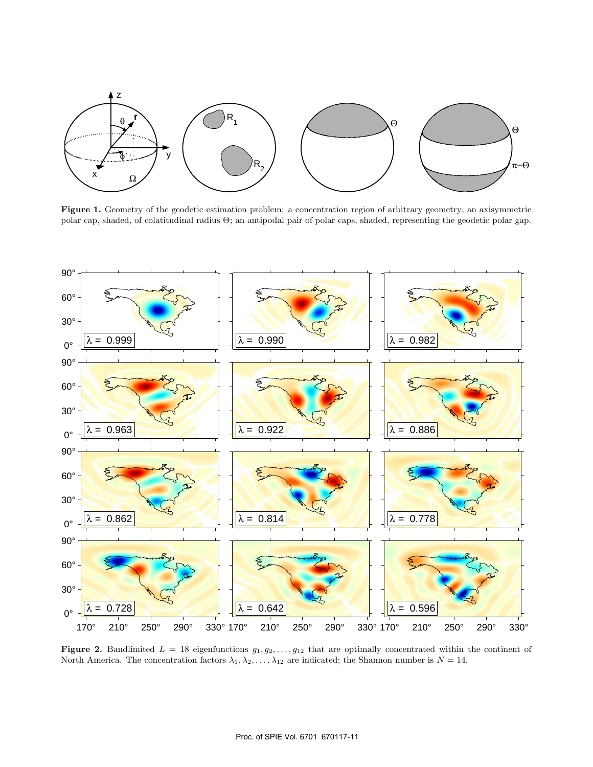**Figure 1.** Geometry of the geodetic estimation problem: a concentration region of arbitrary geometry; an axisymmetric polar cap, shaded, of colatitudinal radius $\Theta$; an antipodal pair of polar caps, shaded, representing the geodetic polar gap.

**Figure 2.** Bandlimited $L = 18$ eigenfunctions $g_1, g_2, \ldots, g_{12}$ that are optimally concentrated within the continent of North America. The concentration factors $\lambda_1, \lambda_2, \ldots, \lambda_{12}$ are indicated; the Shannon number is $N = 14$.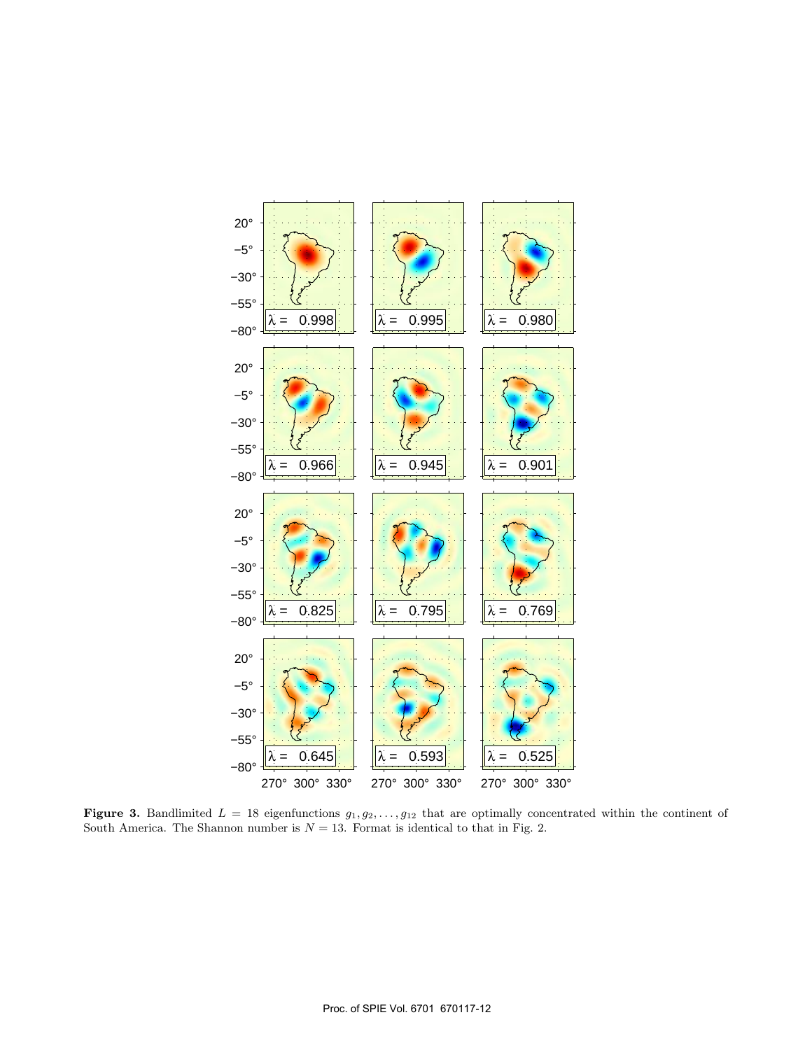**Figure 3.** Bandlimited $L = 18$ eigenfunctions $g_1, g_2, \ldots, g_{12}$ that are optimally concentrated within the continent of South America. The Shannon number is $N = 13$. Format is identical to that in Fig. 2.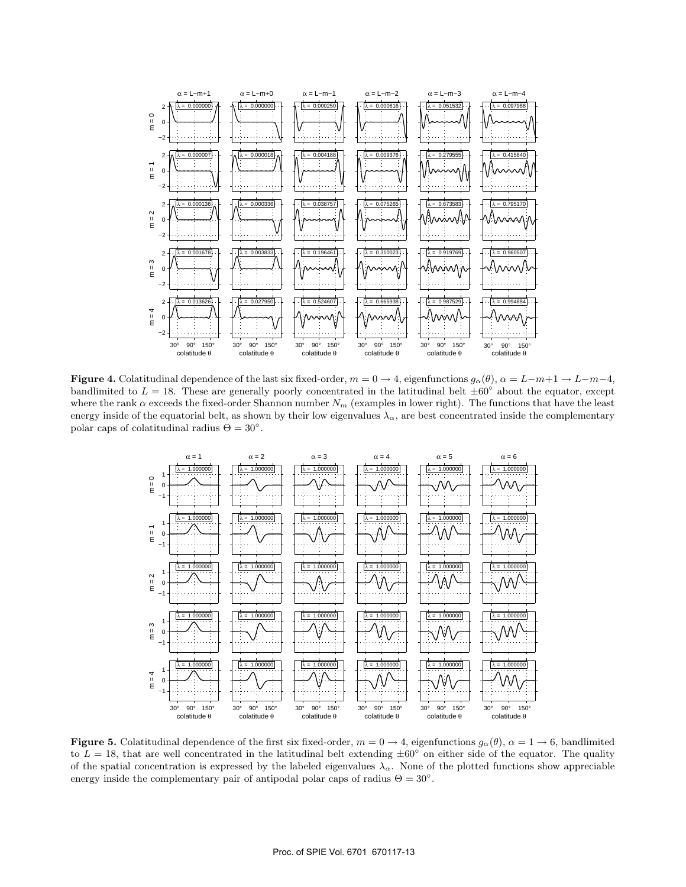**Figure 4.** Colatitudinal dependence of the last six fixed-order, $m = 0 \rightarrow 4$, eigenfunctions $g_\alpha(\theta)$, $\alpha = L-m+1 \rightarrow L-m-4$, bandlimited to $L = 18$. These are generally poorly concentrated in the latitudinal belt $\pm 60^\circ$ about the equator, except where the rank $\alpha$ exceeds the fixed-order Shannon number $N_m$ (examples in lower right). The functions that have the least energy inside of the equatorial belt, as shown by their low eigenvalues $\lambda_\alpha$, are best concentrated inside the complementary polar caps of colatitudinal radius $\Theta = 30^\circ$.

**Figure 5.** Colatitudinal dependence of the first six fixed-order, $m = 0 \rightarrow 4$, eigenfunctions $g_\alpha(\theta)$, $\alpha = 1 \rightarrow 6$, bandlimited to $L = 18$, that are well concentrated in the latitudinal belt extending $\pm 60^\circ$ on either side of the equator. The quality of the spatial concentration is expressed by the labeled eigenvalues $\lambda_\alpha$. None of the plotted functions show appreciable energy inside the complementary pair of antipodal polar caps of radius $\Theta = 30^\circ$.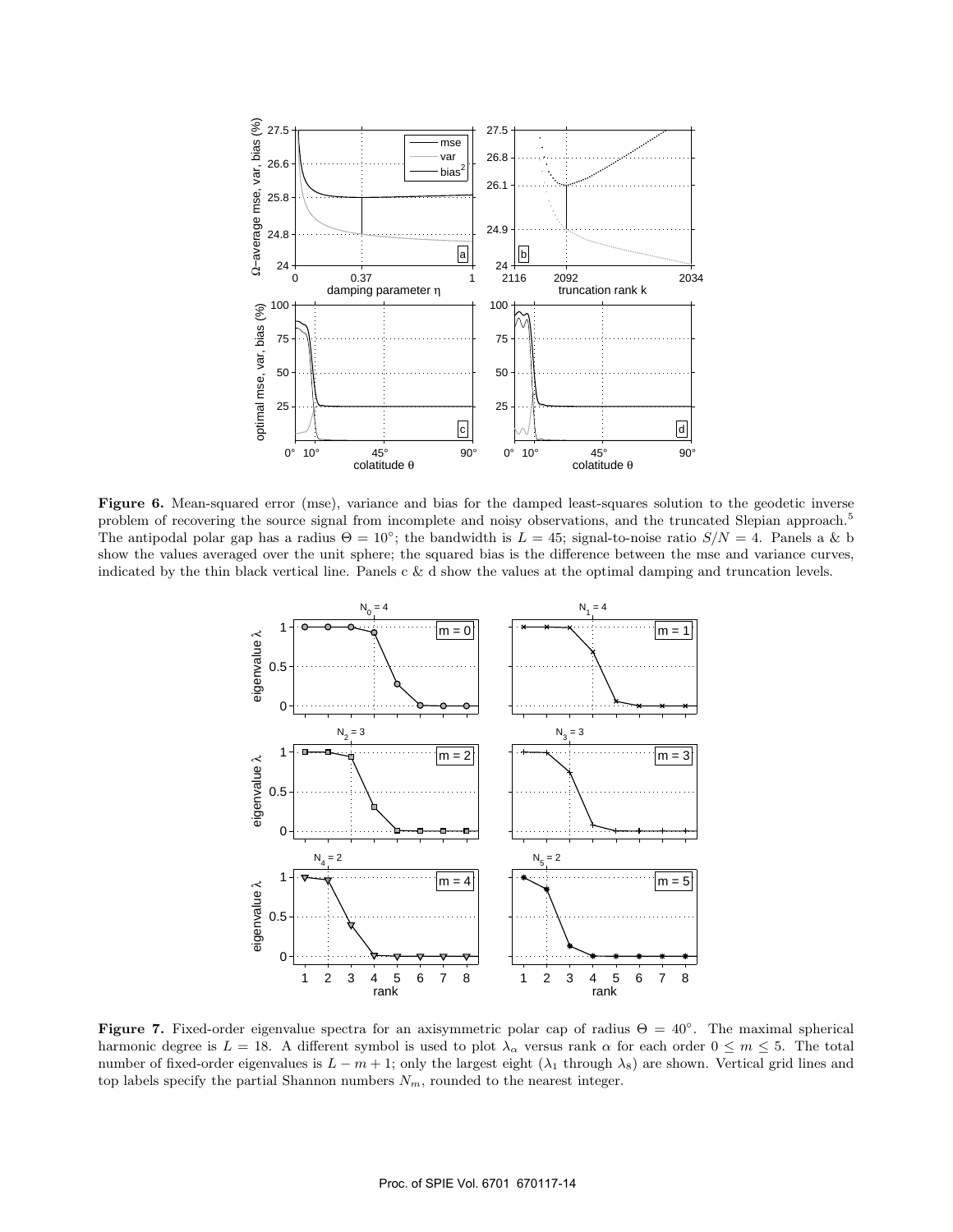**Figure 6.** Mean-squared error (mse), variance and bias for the damped least-squares solution to the geodetic inverse problem of recovering the source signal from incomplete and noisy observations, and the truncated Slepian approach.[5] The antipodal polar gap has a radius $\Theta = 10°$; the bandwidth is $L = 45$; signal-to-noise ratio $S/N = 4$. Panels a & b show the values averaged over the unit sphere; the squared bias is the difference between the mse and variance curves, indicated by the thin black vertical line. Panels c & d show the values at the optimal damping and truncation levels.

**Figure 7.** Fixed-order eigenvalue spectra for an axisymmetric polar cap of radius $\Theta = 40°$. The maximal spherical harmonic degree is $L = 18$. A different symbol is used to plot $\lambda_\alpha$ versus rank $\alpha$ for each order $0 \le m \le 5$. The total number of fixed-order eigenvalues is $L - m + 1$; only the largest eight ($\lambda_1$ through $\lambda_8$) are shown. Vertical grid lines and top labels specify the partial Shannon numbers $N_m$, rounded to the nearest integer.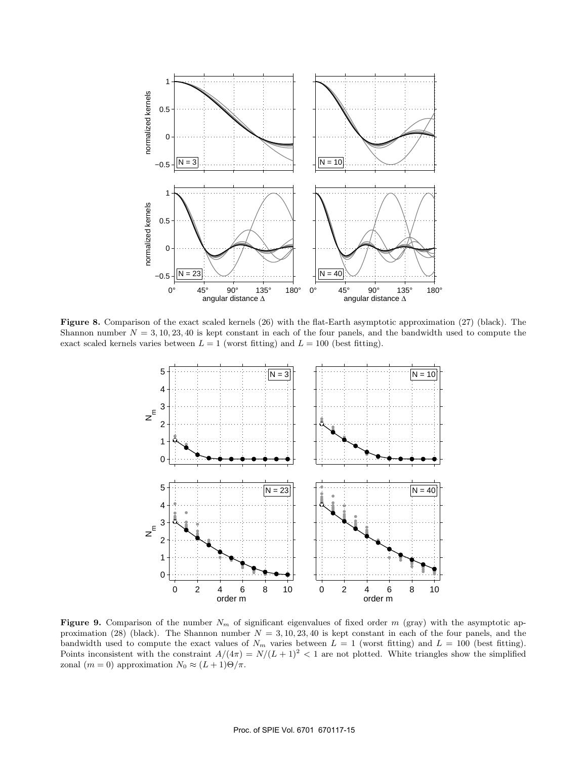normalized kernels

1

0.5

0

−0.5

N = 3

N = 10

normalized kernels

1

0.5

0

−0.5

N = 23

N = 40

0° 45° 90° 135° 180°

angular distance Δ

0° 45° 90° 135° 180°

angular distance Δ

**Figure 8.** Comparison of the exact scaled kernels (26) with the flat-Earth asymptotic approximation (27) (black). The Shannon number $N = 3, 10, 23, 40$ is kept constant in each of the four panels, and the bandwidth used to compute the exact scaled kernels varies between $L = 1$ (worst fitting) and $L = 100$ (best fitting).

$N_m$

5

4

3

2

1

0

N = 3

N = 10

$N_m$

5

4

3

2

1

0

N = 23

N = 40

0 2 4 6 8 10

order m

0 2 4 6 8 10

order m

**Figure 9.** Comparison of the number $N_m$ of significant eigenvalues of fixed order $m$ (gray) with the asymptotic approximation (28) (black). The Shannon number $N = 3, 10, 23, 40$ is kept constant in each of the four panels, and the bandwidth used to compute the exact values of $N_m$ varies between $L = 1$ (worst fitting) and $L = 100$ (best fitting). Points inconsistent with the constraint $A/(4\pi) = N/(L+1)^2 < 1$ are not plotted. White triangles show the simplified zonal ($m = 0$) approximation $N_0 \approx (L+1)\Theta/\pi$.